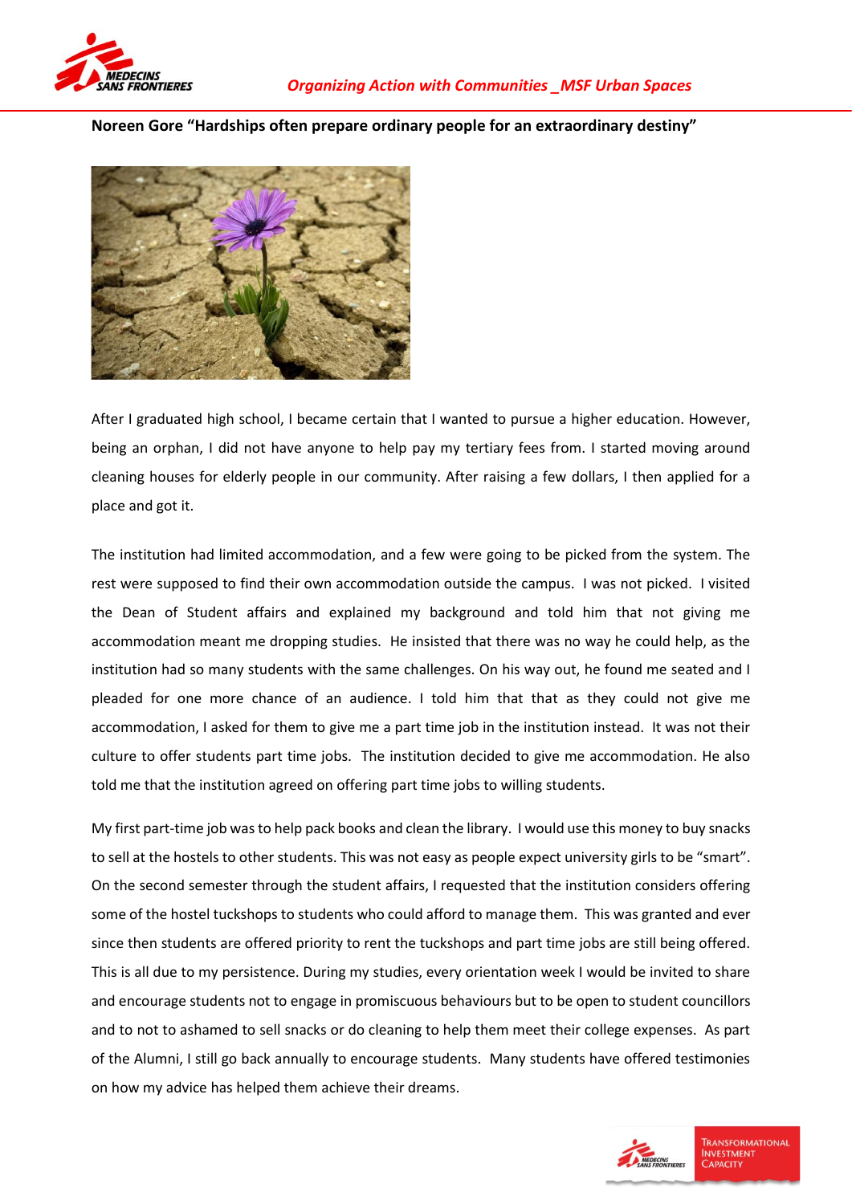## Noreen Gore "Hardships often prepare ordinary people for an extraordinary destiny"

After I graduated high school, I became certain that I wanted to pursue a higher education. However, being an orphan, I did not have anyone to help pay my tertiary fees from. I started moving around cleaning houses for elderly people in our community. After raising a few dollars, I then applied for a place and got it.

The institution had limited accommodation, and a few were going to be picked from the system. The rest were supposed to find their own accommodation outside the campus. I was not picked. I visited the Dean of Student affairs and explained my background and told him that not giving me accommodation meant me dropping studies. He insisted that there was no way he could help, as the institution had so many students with the same challenges. On his way out, he found me seated and I pleaded for one more chance of an audience. I told him that that as they could not give me accommodation, I asked for them to give me a part time job in the institution instead. It was not their culture to offer students part time jobs. The institution decided to give me accommodation. He also told me that the institution agreed on offering part time jobs to willing students.

My first part-time job was to help pack books and clean the library. I would use this money to buy snacks to sell at the hostels to other students. This was not easy as people expect university girls to be "smart". On the second semester through the student affairs, I requested that the institution considers offering some of the hostel tuckshops to students who could afford to manage them. This was granted and ever since then students are offered priority to rent the tuckshops and part time jobs are still being offered. This is all due to my persistence. During my studies, every orientation week I would be invited to share and encourage students not to engage in promiscuous behaviours but to be open to student councillors and to not to ashamed to sell snacks or do cleaning to help them meet their college expenses. As part of the Alumni, I still go back annually to encourage students. Many students have offered testimonies on how my advice has helped them achieve their dreams.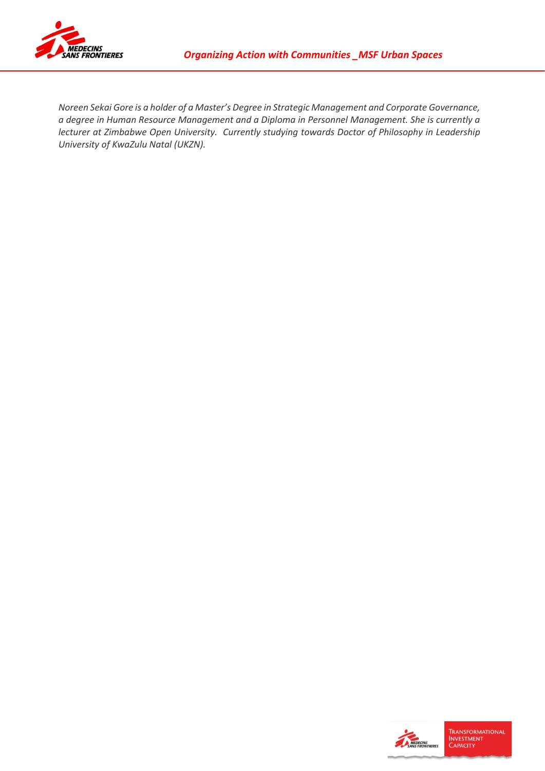*Noreen Sekai Gore is a holder of a Master's Degree in Strategic Management and Corporate Governance, a degree in Human Resource Management and a Diploma in Personnel Management. She is currently a lecturer at Zimbabwe Open University. Currently studying towards Doctor of Philosophy in Leadership University of KwaZulu Natal (UKZN).*